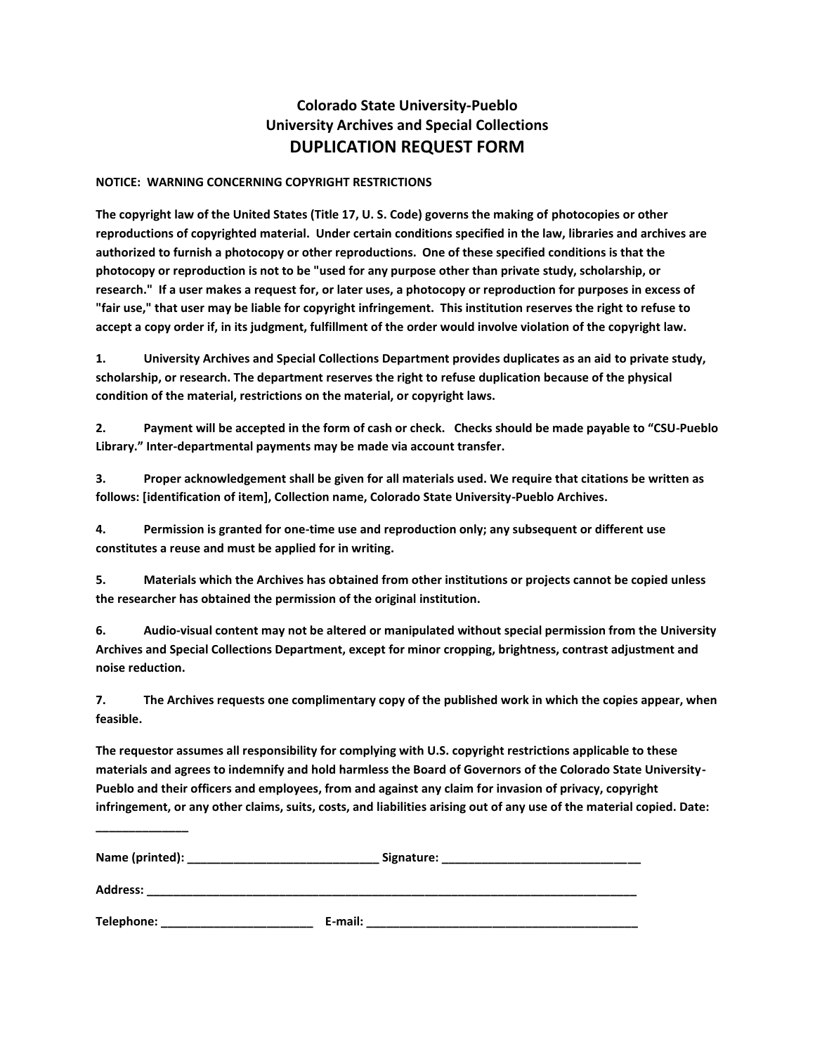# Colorado State University-Pueblo
## University Archives and Special Collections
## DUPLICATION REQUEST FORM

**NOTICE: WARNING CONCERNING COPYRIGHT RESTRICTIONS**

**The copyright law of the United States (Title 17, U. S. Code) governs the making of photocopies or other reproductions of copyrighted material. Under certain conditions specified in the law, libraries and archives are authorized to furnish a photocopy or other reproductions. One of these specified conditions is that the photocopy or reproduction is not to be "used for any purpose other than private study, scholarship, or research." If a user makes a request for, or later uses, a photocopy or reproduction for purposes in excess of "fair use," that user may be liable for copyright infringement. This institution reserves the right to refuse to accept a copy order if, in its judgment, fulfillment of the order would involve violation of the copyright law.**

**1. University Archives and Special Collections Department provides duplicates as an aid to private study, scholarship, or research. The department reserves the right to refuse duplication because of the physical condition of the material, restrictions on the material, or copyright laws.**

**2. Payment will be accepted in the form of cash or check. Checks should be made payable to "CSU-Pueblo Library." Inter-departmental payments may be made via account transfer.**

**3. Proper acknowledgement shall be given for all materials used. We require that citations be written as follows: [identification of item], Collection name, Colorado State University-Pueblo Archives.**

**4. Permission is granted for one-time use and reproduction only; any subsequent or different use constitutes a reuse and must be applied for in writing.**

**5. Materials which the Archives has obtained from other institutions or projects cannot be copied unless the researcher has obtained the permission of the original institution.**

**6. Audio-visual content may not be altered or manipulated without special permission from the University Archives and Special Collections Department, except for minor cropping, brightness, contrast adjustment and noise reduction.**

**7. The Archives requests one complimentary copy of the published work in which the copies appear, when feasible.**

**The requestor assumes all responsibility for complying with U.S. copyright restrictions applicable to these materials and agrees to indemnify and hold harmless the Board of Governors of the Colorado State University-Pueblo and their officers and employees, from and against any claim for invasion of privacy, copyright infringement, or any other claims, suits, costs, and liabilities arising out of any use of the material copied. Date: ______________**

**Name (printed): _____________________________ Signature: ______________________________**

**Address: ____________________________________________________________________________**

**Telephone: _______________________ E-mail: ________________________________________**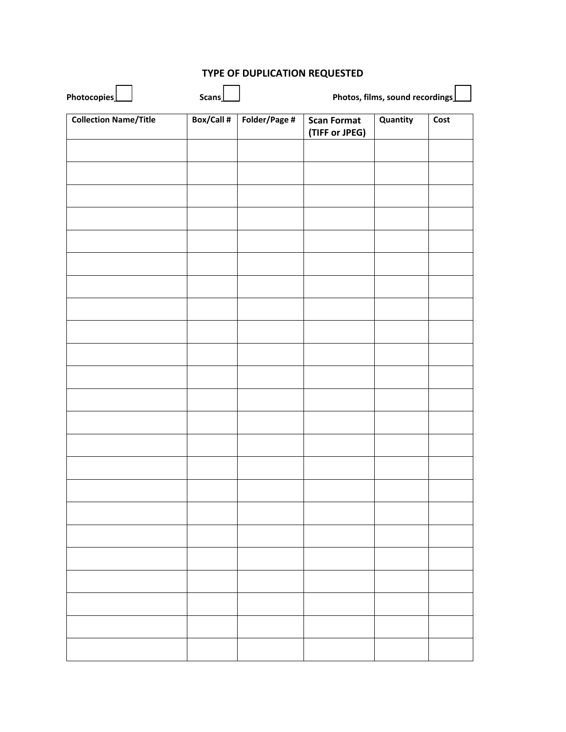## TYPE OF DUPLICATION REQUESTED

**Photocopies** ☐ **Scans** ☐ **Photos, films, sound recordings** ☐

| Collection Name/Title | Box/Call # | Folder/Page # | Scan Format (TIFF or JPEG) | Quantity | Cost |
|---|---|---|---|---|---|
| | | | | | |
| | | | | | |
| | | | | | |
| | | | | | |
| | | | | | |
| | | | | | |
| | | | | | |
| | | | | | |
| | | | | | |
| | | | | | |
| | | | | | |
| | | | | | |
| | | | | | |
| | | | | | |
| | | | | | |
| | | | | | |
| | | | | | |
| | | | | | |
| | | | | | |
| | | | | | |
| | | | | | |
| | | | | | |
| | | | | | |